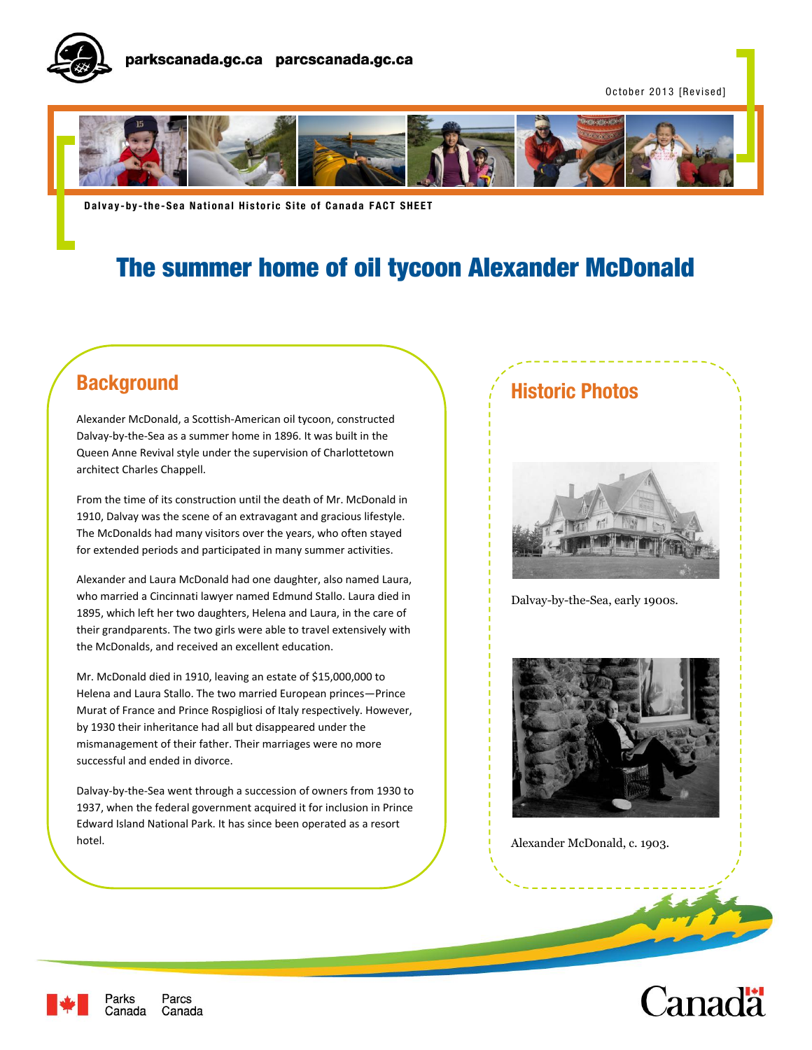parkscanada.gc.ca parcscanada.gc.ca

October 2013 [Revised]

**Dalvay-by-the-Sea National Historic Site of Canada FACT SHEET**

# The summer home of oil tycoon Alexander McDonald

## Background

Alexander McDonald, a Scottish-American oil tycoon, constructed Dalvay-by-the-Sea as a summer home in 1896. It was built in the Queen Anne Revival style under the supervision of Charlottetown architect Charles Chappell.

From the time of its construction until the death of Mr. McDonald in 1910, Dalvay was the scene of an extravagant and gracious lifestyle. The McDonalds had many visitors over the years, who often stayed for extended periods and participated in many summer activities.

Alexander and Laura McDonald had one daughter, also named Laura, who married a Cincinnati lawyer named Edmund Stallo. Laura died in 1895, which left her two daughters, Helena and Laura, in the care of their grandparents. The two girls were able to travel extensively with the McDonalds, and received an excellent education.

Mr. McDonald died in 1910, leaving an estate of $15,000,000 to Helena and Laura Stallo. The two married European princes—Prince Murat of France and Prince Rospigliosi of Italy respectively. However, by 1930 their inheritance had all but disappeared under the mismanagement of their father. Their marriages were no more successful and ended in divorce.

Dalvay-by-the-Sea went through a succession of owners from 1930 to 1937, when the federal government acquired it for inclusion in Prince Edward Island National Park. It has since been operated as a resort hotel.

## Historic Photos

Dalvay-by-the-Sea, early 1900s.

Alexander McDonald, c. 1903.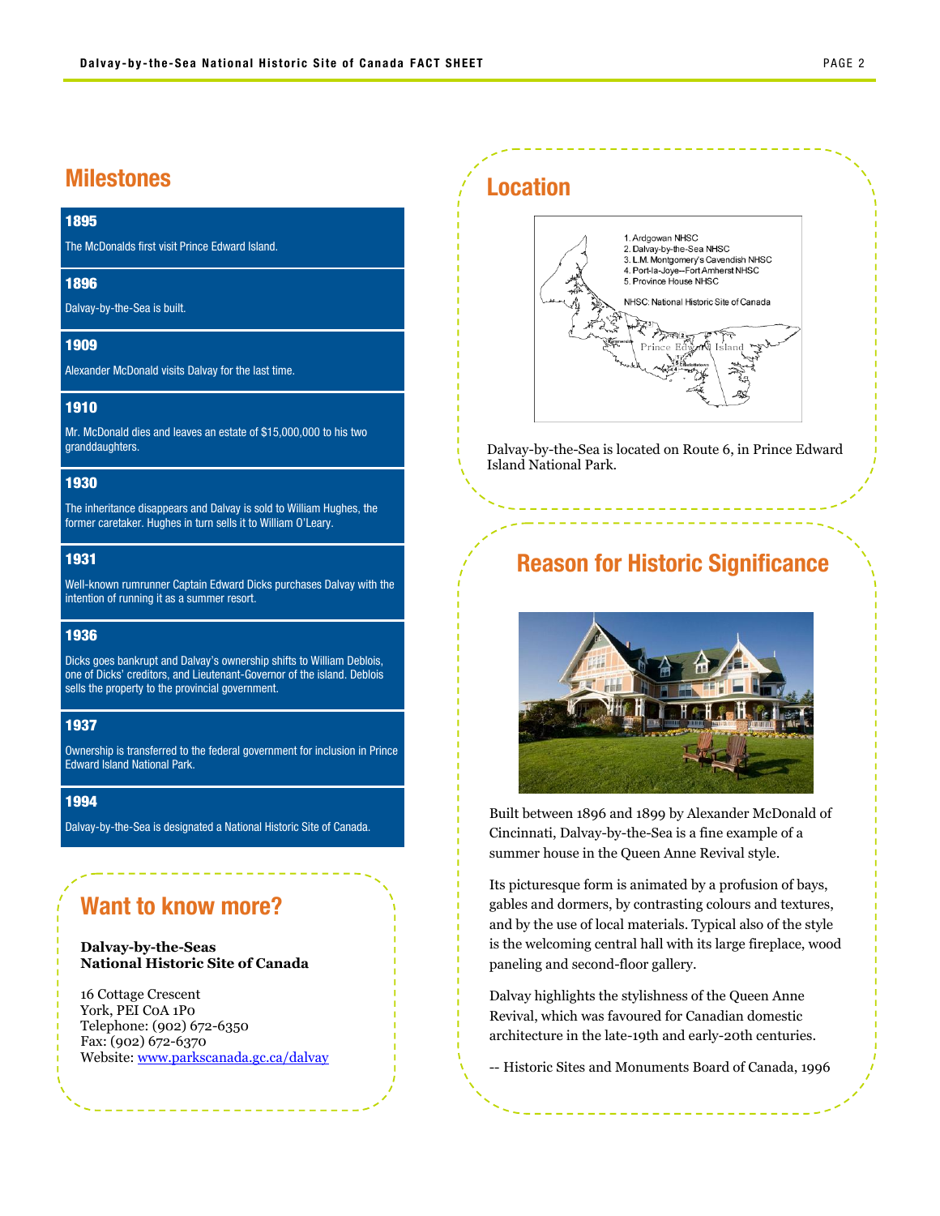## Milestones

**1895**

The McDonalds first visit Prince Edward Island.

**1896**

Dalvay-by-the-Sea is built.

**1909**

Alexander McDonald visits Dalvay for the last time.

**1910**

Mr. McDonald dies and leaves an estate of $15,000,000 to his two granddaughters.

**1930**

The inheritance disappears and Dalvay is sold to William Hughes, the former caretaker. Hughes in turn sells it to William O'Leary.

**1931**

Well-known rumrunner Captain Edward Dicks purchases Dalvay with the intention of running it as a summer resort.

**1936**

Dicks goes bankrupt and Dalvay's ownership shifts to William Deblois, one of Dicks' creditors, and Lieutenant-Governor of the island. Deblois sells the property to the provincial government.

**1937**

Ownership is transferred to the federal government for inclusion in Prince Edward Island National Park.

**1994**

Dalvay-by-the-Sea is designated a National Historic Site of Canada.

## Want to know more?

**Dalvay-by-the-Seas**
**National Historic Site of Canada**

16 Cottage Crescent
York, PEI C0A 1P0
Telephone: (902) 672-6350
Fax: (902) 672-6370
Website: [www.parkscanada.gc.ca/dalvay](http://www.parkscanada.gc.ca/dalvay)

## Location

1. Ardgowan NHSC
2. Dalvay-by-the-Sea NHSC
3. L.M. Montgomery's Cavendish NHSC
4. Port-la-Joye--Fort Amherst NHSC
5. Province House NHSC

NHSC: National Historic Site of Canada

Prince Edward Island

Dalvay-by-the-Sea is located on Route 6, in Prince Edward Island National Park.

## Reason for Historic Significance

Built between 1896 and 1899 by Alexander McDonald of Cincinnati, Dalvay-by-the-Sea is a fine example of a summer house in the Queen Anne Revival style.

Its picturesque form is animated by a profusion of bays, gables and dormers, by contrasting colours and textures, and by the use of local materials. Typical also of the style is the welcoming central hall with its large fireplace, wood paneling and second-floor gallery.

Dalvay highlights the stylishness of the Queen Anne Revival, which was favoured for Canadian domestic architecture in the late-19th and early-20th centuries.

-- Historic Sites and Monuments Board of Canada, 1996